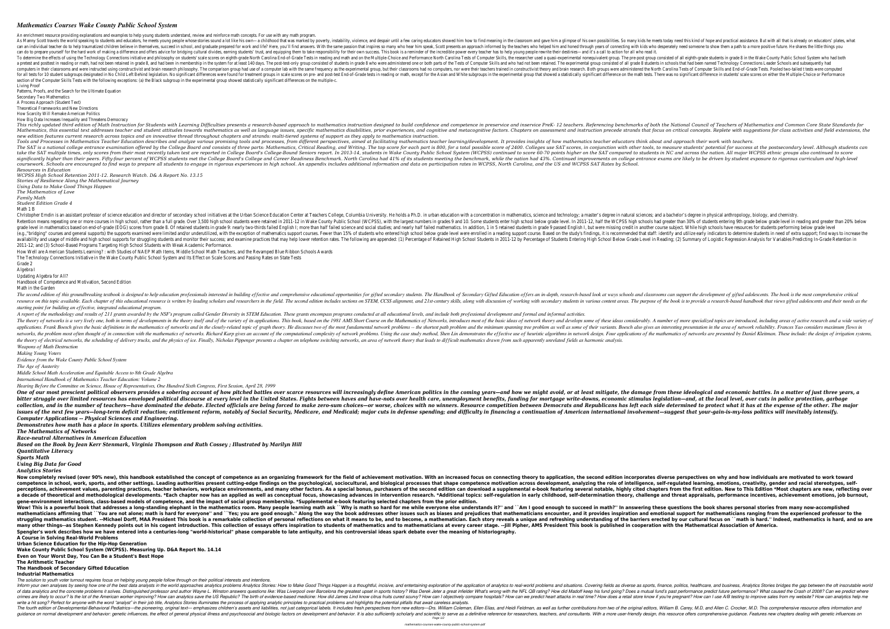# Mathematics Courses Wake County Public School System

An enrichment resource providing explanations and examples to help young students understand, review and reinforce math concepts. For use with any math program.

As Manny Scott travels the world speaking to students and educators, he meets young people whose stories sound a lot like his own— a childhood that was marked by poverty, instability, violence, and despair until a few caring educators showed him how to find meaning in the classroom and gave him a glimpse of his own possibilities. So many kids he meets today need this kind of hope and practical assistance. But with all that is already on educators' plates, what can an individual teacher do to help traumatized children believe in themselves, succeed in school, and graduate prepared for work and life? Here, you'll find answers. With the same passion that inspires so many who hear him speak, Scott presents an approach informed by the teachers who helped him and honed through years of connecting with kids who desperately need someone to show them a path to a more positive future. He shares the little things you can do to prepare yourself for the hard work of making a difference and offers advice for bridging cultural divides, earning students' trust, and equipping them to take responsibility for their own success. This book is a reminder of the incredible power every teacher has to help young people rewrite their destinies— and it's a call to action for all who read it.

To determine the effects of using the Technology Connections initiative and philosophy on students' scale scores on eighth-grade North Carolina End-of-Grade Tests in reading and math and on the Multiple-Choice and Performance North Carolina Tests of Computer Skills, the researcher used a quasi-experimental nonequivalent group. The pre-post group consisted of all eighth-grade students in grade 8 in the Wake County Public School System who had both a pretest and posttest in reading or math, had not been retained in grade 8, and had been in membership in the system for at least 140 days. The post-test-only group consisted of students in grade 8 who were administered one or both parts of the Tests of Computer Skills and who had not been retained. The experimental group consisted of all grade 8 students in schools that had been named Technology Connections Leader Schools and subsequently had computers in their classrooms and were instructed using constructivist and brain research philosophy. The comparison group had use of a computer lab with the same frequency as the experimental group, but their classrooms had no computers, nor were their teachers trained in constructivist theory and brain research. Both groups were administered the North Carolina Tests of Computer Skills and End-of-Grade Tests. Pooled two-tailed t tests were computed for all tests for 10 student subgroups designated in No Child Left Behind legislation. No significant differences were found for treatment groups in scale scores on pre- and post-test End-of-Grade tests in reading or math, except for the Asian and White subgroups in the experimental group that showed a statistically significant difference on the math tests. There was no significant difference in students' scale scores on either the Multiple-Choice or Performance section of the Computer Skills Tests with the following exceptions: (a) the Black subgroup in the experimental group showed statistically significant differences on the multiple-c.

Living Proof

Patterns, Proofs, and the Search for the Ultimate Equation

Secondary Two Mathematics

A Process Approach (Student Text)

Theoretical Frameworks and New Directions

How Scarcity Will Remake American Politics

How Big Data Increases Inequality and Threatens Democracy

*This richly updated third edition of Math Instruction for Students with Learning Difficulties presents a research-based approach to mathematics instruction designed to build confidence and competence in preservice and inservice PreK- 12 teachers. Referencing benchmarks of both the National Council of Teachers of Mathematics and Common Core State Standards for Mathematics, this essential text addresses teacher and student attitudes towards mathematics as well as language issues, specific mathematics disabilities, prior experiences, and cognitive and metacognitive factors. Chapters on assessment and instruction precede strands that focus on critical concepts. Replete with suggestions for class activities and field extensions, the new edition features current research across topics and an innovative thread throughout chapters and strands: multi-tiered systems of support as they apply to mathematics instruction.*

*Tools and Processes in Mathematics Teacher Education describes and analyze various promising tools and processes, from different perspectives, aimed at facilitating mathematics teacher learning/development. It provides insights of how mathematics teacher educators think about and approach their work with teachers.*

*The SAT is a national college entrance examination offered by the College Board and consists of three parts: Mathematics, Critical Reading, and Writing. The top score for each part is 800, for a total possible score of 2400. Colleges use SAT scores, in conjunction with other tools, to measure students' potential for success at the postsecondary level. Although students can take the SAT multiple times, only scores from their most recently taken test are reported in College Board's College-Bound Seniors report. In 2013-14, students in Wake County Public School System (WCPSS) continued to score 60-70 points higher on the SAT compared to students in NC and across the nation. All major WCPSS ethnic groups also continued to score significantly higher than their peers. Fifty-four percent of WCPSS students met the College Board's College and Career Readiness Benchmark. North Carolina had 41% of its students meeting the benchmark, while the nation had 43%. Continued improvements on college entrance exams are likely to be driven by student exposure to rigorous curriculum and high-level coursework. Schools are encouraged to find ways to prepare all students to engage in rigorous experiences in high school. An appendix includes additional information and data on participation rates in WCPSS, North Carolina, and the US and WCPSS SAT Rates by School.*

*Resources in Education*

*WCPSS High School Retention 2011-12. Research Watch. D& A Report No. 13.15*

*Stories of Resilience Along the Mathematical Journey*

*Using Data to Make Good Things Happen*

*The Mathematics of Love*

*Family Math*

*Student Edition Grade 4*

Math 1 B

Christopher Emdin is an assistant professor of science education and director of secondary school initiatives at the Urban Science Education Center at Teachers College, Columbia University. He holds a Ph.D. in urban education with a concentration in mathematics, science and technology; a master's degree in natural sciences; and a bachelor's degree in physical anthropology, biology, and chemistry.

Retention means repeating one or more courses in high school, rather than a full grade. Over 3,500 high school students were retained in 2011-12 in Wake County Public School (WCPSS), with the largest numbers in grades 9 and 10. Some students enter high school below grade level. In 2011-12, half the WCPSS high schools had greater than 30% of students entering 9th grade below grade level in reading and greater than 20% below grade level in mathematics based on end-of-grade (EOG) scores from grade 8. Of retained students in grade 9: nearly two-thirds failed English I; more than half failed science and social studies; and nearly half failed mathematics. In addition, 1 in 5 retained students in grade 9 passed English I, but were missing credit in another course subject. While high schools have resources for students performing below grade level (e.g.,"bridging" courses and general supports) the supports examined were limited and/or underutilized, with the exception of mathematics support courses. Fewer than 15% of students who entered high school below grade level were enrolled in a reading support course. Based on the study's findings, it is recommended that staff: identify and utilize early indicators to determine students in need of extra support; find ways to increase the availability and usage of middle and high school supports for struggling students and monitor their success; and examine practices that may help lower retention rates. The following are appended: (1) Percentage of Retained High School Students in 2011-12 by Percentage of Students Entering High School Below Grade Level in Reading; (2) Summary of Logistic Regression Analysis for Variables Predicting In-Grade Retention in 2011-12; and (3) School-Based Programs Targeting High School Students with Weak Academic Performance.

How Well are American Students Learning? : with Studies of NAEP Math Items, Middle School Math Teachers, and the Revamped Blue Ribbon Schools Awards

The Technology Connections Initiative in the Wake County Public School System and Its Effect on Scale Scores and Passing Rates on State Tests

Grade 2

Algebra I

Updating Algebra for All?

Handbook of Competence and Motivation, Second Edition

Math in the Garden

*The second edition of this groundbreaking textbook is designed to help education professionals interested in building effective and comprehensive educational opportunities for gifted secondary students. The Handbook of Secondary Gifted Education offers an in-depth, research-based look at ways schools and classrooms can support the development of gifted adolescents. The book is the most comprehensive critical resource on this topic available. Each chapter of this educational resource is written by leading scholars and researchers in the field. The second edition includes sections on STEM, CCSS alignment, and 21st-century skills, along with discussion of working with secondary students in various content areas. The purpose of the book is to provide a research-based handbook that views gifted adolescents and their needs as the starting point for building an effective, integrated educational program.*

*A report of the methodology and results of 211 grants awarded by the NSF's program called Gender Diversity in STEM Education. These grants encompass programs conducted at all educational levels, and include both professional development and formal and informal activities.*

*The theory of networks is a very lively one, both in terms of developments in the theory itself and of the variety of its applications. This book, based on the 1981 AMS Short Course on the Mathematics of Networks, introduces most of the basic ideas of network theory and develops some of these ideas considerably. A number of more specialized topics are introduced, including areas of active research and a wide variety of applications. Frank Boesch gives the basic definitions in the mathematics of networks and in the closely-related topic of graph theory. He discusses two of the most fundamental network problems -- the shortest path problem and the minimum spanning tree problem as well as some of their variants. Boesch also gives an interesting presentation in the area of network reliability. Frances Yao considers maximum flows in networks, the problem most often thought of in connection with the mathematics of networks. Richard Karp gives an account of the computational complexity of network problems. Using the case study method, Shen Lin demonstrates the effective use of heuristic algorithms in network design. Four applications of the mathematics of networks are presented by Daniel Kleitman. These include: the design of irrigation systems, the theory of electrical networks, the scheduling of delivery trucks, and the physics of ice. Finally, Nicholas Pippenger presents a chapter on telephone switching networks, an area of network theory that leads to difficult mathematics drawn from such apparently unrelated fields as harmonic analysis.*

*Weapons of Math Destruction*

*Making Young Voters*

*Evidence from the Wake County Public School System*

*The Age of Austerity*

*Middle School Math Acceleration and Equitable Access to 8th Grade Algebra*

*International Handbook of Mathematics Teacher Education: Volume 2*

*Hearing Before the Committee on Science, House of Representatives, One Hundred Sixth Congress, First Session, April 28, 1999*

***One of our most prescient political observers provides a sobering account of how pitched battles over scarce resources will increasingly define American politics in the coming years—and how we might avoid, or at least mitigate, the damage from these ideological and economic battles. In a matter of just three years, a bitter struggle over limited resources has enveloped political discourse at every level in the United States. Fights between haves and have-nots over health care, unemployment benefits, funding for mortgage write-downs, economic stimulus legislation—and, at the local level, over cuts in police protection, garbage collection, and in the number of teachers—have dominated the debate. Elected officials are being forced to make zero-sum choices—or worse, choices with no winners. Resource competition between Democrats and Republicans has left each side determined to protect what it has at the expense of the other. The major issues of the next few years—long-term deficit reduction; entitlement reform, notably of Social Security, Medicare, and Medicaid; major cuts in defense spending; and difficulty in financing a continuation of American international involvement—suggest that your-gain-is-my-loss politics will inevitably intensify.***

***Computer Applications -- Physical Sciences and Engineering.***

***Demonstrates how math has a place in sports. Utilizes elementary problem solving activities.***

***The Mathematics of Networks***

***Race-neutral Alternatives in American Education***

***Based on the Book by Jean Kerr Stenmark, Virginia Thompson and Ruth Cossey ; Illustrated by Marilyn Hill***

***Quantitative Literacy***

***Sports Math***

***Using Big Data for Good***

***Analytics Stories***

**Now completely revised (over 90% new), this handbook established the concept of competence as an organizing framework for the field of achievement motivation. With an increased focus on connecting theory to application, the second edition incorporates diverse perspectives on why and how individuals are motivated to work toward competence in school, work, sports, and other settings. Leading authorities present cutting-edge findings on the psychological, sociocultural, and biological processes that shape competence motivation across development, analyzing the role of intelligence, self-regulated learning, emotions, creativity, gender and racial stereotypes, self-perceptions, achievement values, parenting practices, teacher behaviors, workplace environments, and many other factors. As a special bonus, purchasers of the second edition can download a supplemental e-book featuring several notable, highly cited chapters from the first edition. New to This Edition \*Most chapters are new, reflecting over a decade of theoretical and methodological developments. \*Each chapter now has an applied as well as conceptual focus, showcasing advances in intervention research. \*Additional topics: self-regulation in early childhood, self-determination theory, challenge and threat appraisals, performance incentives, achievement emotions, job burnout, gene-environment interactions, class-based models of competence, and the impact of social group membership. \*Supplemental e-book featuring selected chapters from the prior edition.**

**Wow! This is a powerful book that addresses a long-standing elephant in the mathematics room. Many people learning math ask ``Why is math so hard for me while everyone else understands it?'' and ``Am I good enough to succeed in math?'' In answering these questions the book shares personal stories from many now-accomplished mathematicians affirming that ``You are not alone; math is hard for everyone'' and ``Yes; you are good enough.'' Along the way the book addresses other issues such as biases and prejudices that mathematicians encounter, and it provides inspiration and emotional support for mathematicians ranging from the experienced professor to the struggling mathematics student. --Michael Dorff, MAA President This book is a remarkable collection of personal reflections on what it means to be, and to become, a mathematician. Each story reveals a unique and refreshing understanding of the barriers erected by our cultural focus on ``math is hard.'' Indeed, mathematics is hard, and so are many other things--as Stephen Kennedy points out in his cogent introduction. This collection of essays offers inspiration to students of mathematics and to mathematicians at every career stage. --Jill Pipher, AMS President This book is published in cooperation with the Mathematical Association of America.**

**Spengler's work describes how we have entered into a centuries-long "world-historical" phase comparable to late antiquity, and his controversial ideas spark debate over the meaning of historiography.**

**A Course in Solving Real-World Problems**

**Urban Science Education for the Hip-Hop Generation**

**Wake County Public School System (WCPSS). Measuring Up. D&A Report No. 14.14**

**Even on Your Worst Day, You Can Be a Student's Best Hope**

**The Arithmetic Teacher**

**The Handbook of Secondary Gifted Education**

**Industrial Mathematics**

*The solution to youth voter turnout requires focus on helping young people follow through on their political interests and intentions.*

*Inform your own analyses by seeing how one of the best data analysts in the world approaches analytics problems Analytics Stories: How to Make Good Things Happen is a thoughtful, incisive, and entertaining exploration of the application of analytics to real-world problems and situations. Covering fields as diverse as sports, finance, politics, healthcare, and business, Analytics Stories bridges the gap between the oft inscrutable world of data analytics and the concrete problems it solves. Distinguished professor and author Wayne L. Winston answers questions like: Was Liverpool over Barcelona the greatest upset in sports history? Was Derek Jeter a great infielder What's wrong with the NFL QB rating? How did Madoff keep his fund going? Does a mutual fund's past performance predict future performance? What caused the Crash of 2008? Can we predict where crimes are likely to occur? Is the lot of the American worker improving? How can analytics save the US Republic? The birth of evidence-based medicine: How did James Lind know citrus fruits cured scurvy? How can I objectively compare hospitals? How can we predict heart attacks in real time? How does a retail store know if you're pregnant? How can I use A/B testing to improve sales from my website? How can analytics help me write a hit song? Perfect for anyone with the word "analyst" in their job title, Analytics Stories illuminates the process of applying analytic principles to practical problems and highlights the potential pitfalls that await careless analysts.*

*The fourth edition of Developmental-Behavioral Pediatrics—the pioneering, original text— emphasizes children's assets and liabilities, not just categorical labels. It includes fresh perspectives from new editors—Drs. William Coleman, Ellen Elias, and Heidi Feldman, as well as further contributions from two of the original editors, William B. Carey, M.D. and Allen C. Crocker, M.D. This comprehensive resource offers information and guidance on normal development and behavior: genetic influences, the effect of general physical illness and psychosocial and biologic factors on development and behavior. It is also sufficiently scholarly and scientific to serve as a definitive reference for researchers, teachers, and consultants. With a more user-friendly design, this resource offers comprehensive guidance. Features new chapters dealing with genetic influences on*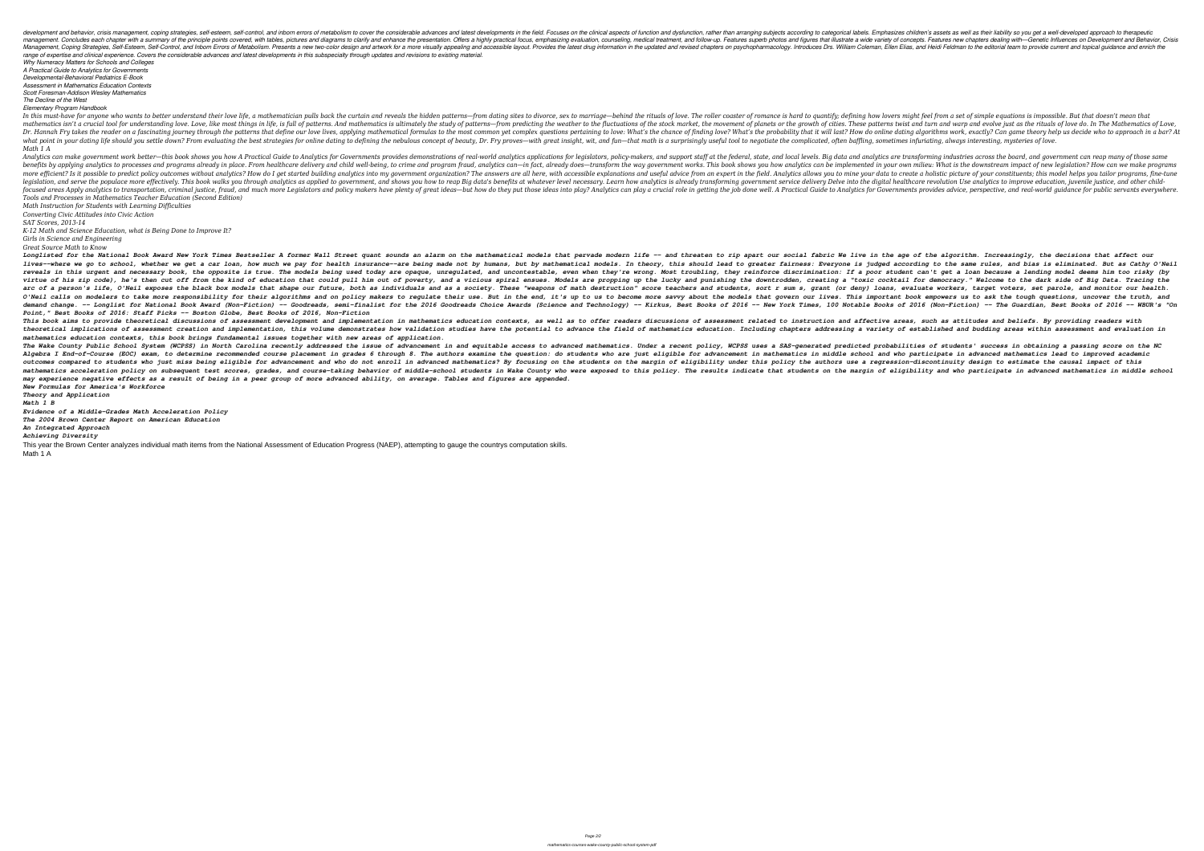development and behavior, crisis management, coping strategies, self-esteem, self-control, and inborn errors of metabolism to cover the considerable advances and latest developments in the field. Focuses on the clinical aspects of function and dysfunction, rather than arranging subjects according to categorical labels. Emphasizes children's assets as well as their liability so you get a well-developed approach to therapeutic management. Concludes each chapter with a summary of the principle points covered, with tables, pictures and diagrams to clarify and enhance the presentation. Offers a highly practical focus, emphasizing evaluation, counseling, medical treatment, and follow-up. Features superb photos and figures that illustrate a wide variety of concepts. Features new chapters dealing with—Genetic Influences on Development and Behavior, Crisis Management, Coping Strategies, Self-Esteem, Self-Control, and Inborn Errors of Metabolism. Presents a new two-color design and artwork for a more visually appealing and accessible layout. Provides the latest drug information in the updated and revised chapters on psychopharmacology. Introduces Drs. William Coleman, Ellen Elias, and Heidi Feldman to the editorial team to provide current and topical guidance and enrich the range of expertise and clinical experience. Covers the considerable advances and latest developments in this subspecialty through updates and revisions to existing material.

*Why Numeracy Matters for Schools and Colleges*

*A Practical Guide to Analytics for Governments*

*Developmental-Behavioral Pediatrics E-Book*

*Assessment in Mathematics Education Contexts*

*Scott Foresman-Addison Wesley Mathematics*

*The Decline of the West*

*Elementary Program Handbook*

In this must-have for anyone who wants to better understand their love life, a mathematician pulls back the curtain and reveals the hidden patterns—from dating sites to divorce, sex to marriage—behind the rituals of love. The roller coaster of romance is hard to quantify; defining how lovers might feel from a set of simple equations is impossible. But that doesn't mean that mathematics isn't a crucial tool for understanding love. Love, like most things in life, is full of patterns. And mathematics is ultimately the study of patterns—from predicting the weather to the fluctuations of the stock market, the movement of planets or the growth of cities. These patterns twist and turn and warp and evolve just as the rituals of love do. In The Mathematics of Love, Dr. Hannah Fry takes the reader on a fascinating journey through the patterns that define our love lives, applying mathematical formulas to the most common yet complex questions pertaining to love: What's the chance of finding love? What's the probability that it will last? How do online dating algorithms work, exactly? Can game theory help us decide who to approach in a bar? At what point in your dating life should you settle down? From evaluating the best strategies for online dating to defining the nebulous concept of beauty, Dr. Fry proves—with great insight, wit, and fun—that math is a surprisingly useful tool to negotiate the complicated, often baffling, sometimes infuriating, always interesting, mysteries of love.

*Math 1 A*

Analytics can make government work better—this book shows you how A Practical Guide to Analytics for Governments provides demonstrations of real-world analytics applications for legislators, policy-makers, and support staff at the federal, state, and local levels. Big data and analytics are transforming industries across the board, and government can reap many of those same benefits by applying analytics to processes and programs already in place. From healthcare delivery and child well-being, to crime and program fraud, analytics can—in fact, already does—transform the way government works. This book shows you how analytics can be implemented in your own milieu: What is the downstream impact of new legislation? How can we make programs more efficient? Is it possible to predict policy outcomes without analytics? How do I get started building analytics into my government organization? The answers are all here, with accessible explanations and useful advice from an expert in the field. Analytics allows you to mine your data to create a holistic picture of your constituents; this model helps you tailor programs, fine-tune legislation, and serve the populace more effectively. This book walks you through analytics as applied to government, and shows you how to reap Big data's benefits at whatever level necessary. Learn how analytics is already transforming government service delivery Delve into the digital healthcare revolution Use analytics to improve education, juvenile justice, and other child-focused areas Apply analytics to transportation, criminal justice, fraud, and much more Legislators and policy makers have plenty of great ideas—but how do they put those ideas into play? Analytics can play a crucial role in getting the job done well. A Practical Guide to Analytics for Governments provides advice, perspective, and real-world guidance for public servants everywhere.

*Tools and Processes in Mathematics Teacher Education (Second Edition)*

*Math Instruction for Students with Learning Difficulties*

*Converting Civic Attitudes into Civic Action*

*SAT Scores, 2013-14*

*K-12 Math and Science Education, what is Being Done to Improve It?*

*Girls in Science and Engineering*

*Great Source Math to Know*

Longlisted for the National Book Award New York Times Bestseller A former Wall Street quant sounds an alarm on the mathematical models that pervade modern life -- and threaten to rip apart our social fabric We live in the age of the algorithm. Increasingly, the decisions that affect our lives--where we go to school, whether we get a car loan, how much we pay for health insurance--are being made not by humans, but by mathematical models. In theory, this should lead to greater fairness: Everyone is judged according to the same rules, and bias is eliminated. But as Cathy O'Neil reveals in this urgent and necessary book, the opposite is true. The models being used today are opaque, unregulated, and uncontestable, even when they're wrong. Most troubling, they reinforce discrimination: If a poor student can't get a loan because a lending model deems him too risky (by virtue of his zip code), he's then cut off from the kind of education that could pull him out of poverty, and a vicious spiral ensues. Models are propping up the lucky and punishing the downtrodden, creating a "toxic cocktail for democracy." Welcome to the dark side of Big Data. Tracing the arc of a person's life, O'Neil exposes the black box models that shape our future, both as individuals and as a society. These "weapons of math destruction" score teachers and students, sort r sum s, grant (or deny) loans, evaluate workers, target voters, set parole, and monitor our health. O'Neil calls on modelers to take more responsibility for their algorithms and on policy makers to regulate their use. But in the end, it's up to us to become more savvy about the models that govern our lives. This important book empowers us to ask the tough questions, uncover the truth, and demand change. -- Longlist for National Book Award (Non-Fiction) -- Goodreads, semi-finalist for the 2016 Goodreads Choice Awards (Science and Technology) -- Kirkus, Best Books of 2016 -- New York Times, 100 Notable Books of 2016 (Non-Fiction) -- The Guardian, Best Books of 2016 -- WBUR's "On Point," Best Books of 2016: Staff Picks -- Boston Globe, Best Books of 2016, Non-Fiction

This book aims to provide theoretical discussions of assessment development and implementation in mathematics education contexts, as well as to offer readers discussions of assessment related to instruction and affective areas, such as attitudes and beliefs. By providing readers with theoretical implications of assessment creation and implementation, this volume demonstrates how validation studies have the potential to advance the field of mathematics education. Including chapters addressing a variety of established and budding areas within assessment and evaluation in mathematics education contexts, this book brings fundamental issues together with new areas of application.

The Wake County Public School System (WCPSS) in North Carolina recently addressed the issue of advancement in and equitable access to advanced mathematics. Under a recent policy, WCPSS uses a SAS-generated predicted probabilities of students' success in obtaining a passing score on the NC Algebra I End-of-Course (EOC) exam, to determine recommended course placement in grades 6 through 8. The authors examine the question: do students who are just eligible for advancement in mathematics in middle school and who participate in advanced mathematics lead to improved academic outcomes compared to students who just miss being eligible for advancement and who do not enroll in advanced mathematics? By focusing on the students on the margin of eligibility under this policy the authors use a regression-discontinuity design to estimate the causal impact of this mathematics acceleration policy on subsequent test scores, grades, and course-taking behavior of middle-school students in Wake County who were exposed to this policy. The results indicate that students on the margin of eligibility and who participate in advanced mathematics in middle school may experience negative effects as a result of being in a peer group of more advanced ability, on average. Tables and figures are appended.

*New Formulas for America's Workforce*

*Theory and Application*

*Math 1 B*

*Evidence of a Middle-Grades Math Acceleration Policy*

*The 2004 Brown Center Report on American Education*

*An Integrated Approach*

*Achieving Diversity*

This year the Brown Center analyzes individual math items from the National Assessment of Education Progress (NAEP), attempting to gauge the countrys computation skills.

Math 1 A